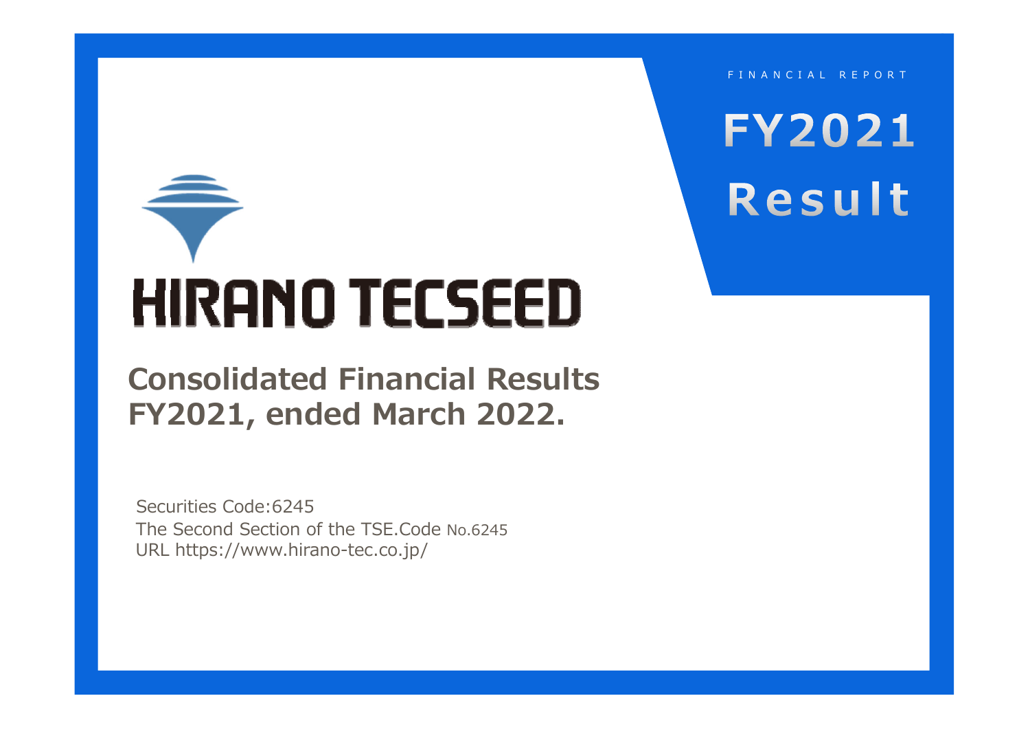FINANCIAL REPORT

# FY2021 Result

# HIRANO TECSEED

## Consolidated Financial Results FY2021, ended March 2022.

Securities Code:6245
The Second Section of the TSE.Code No.6245
URL https://www.hirano-tec.co.jp/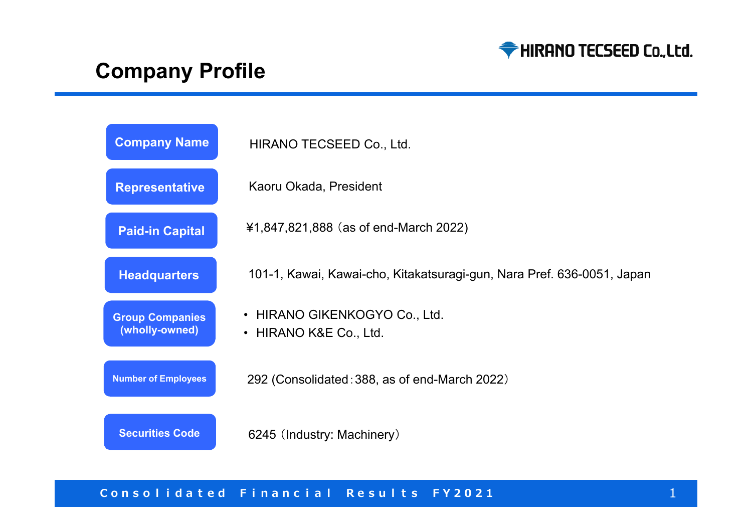# Company Profile

| | |
|---|---|
| **Company Name** | HIRANO TECSEED Co., Ltd. |
| **Representative** | Kaoru Okada, President |
| **Paid-in Capital** | ¥1,847,821,888（as of end-March 2022) |
| **Headquarters** | 101-1, Kawai, Kawai-cho, Kitakatsuragi-gun, Nara Pref. 636-0051, Japan |
| **Group Companies (wholly-owned)** | • HIRANO GIKENKOGYO Co., Ltd.<br>• HIRANO K&E Co., Ltd. |
| **Number of Employees** | 292 (Consolidated：388, as of end-March 2022） |
| **Securities Code** | 6245（Industry: Machinery） |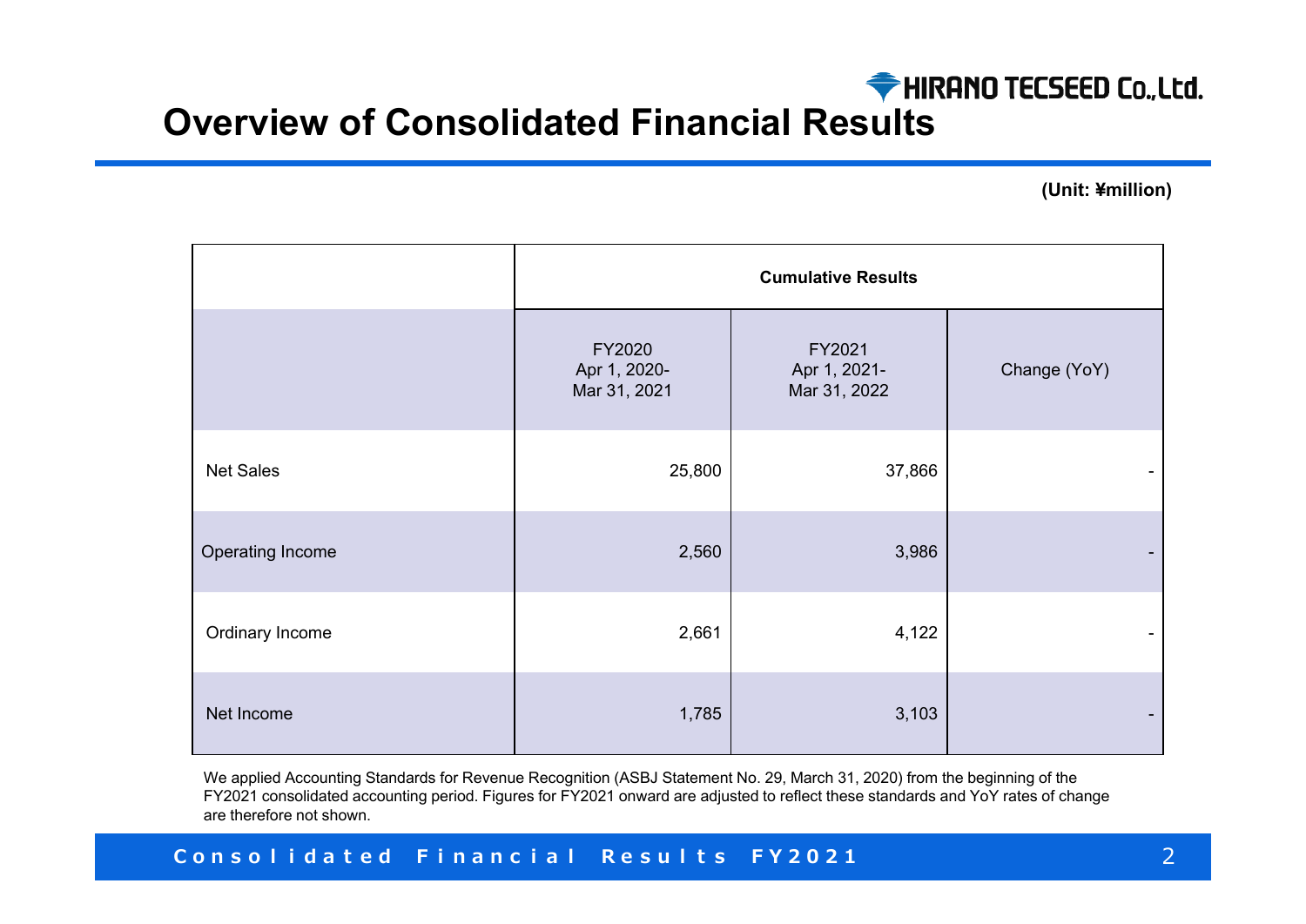HIRANO TECSEED Co.,Ltd.

# Overview of Consolidated Financial Results

(Unit: ¥million)

| | Cumulative Results | | |
|---|---|---|---|
| | FY2020 Apr 1, 2020- Mar 31, 2021 | FY2021 Apr 1, 2021- Mar 31, 2022 | Change (YoY) |
| Net Sales | 25,800 | 37,866 | - |
| Operating Income | 2,560 | 3,986 | - |
| Ordinary Income | 2,661 | 4,122 | - |
| Net Income | 1,785 | 3,103 | - |

We applied Accounting Standards for Revenue Recognition (ASBJ Statement No. 29, March 31, 2020) from the beginning of the FY2021 consolidated accounting period. Figures for FY2021 onward are adjusted to reflect these standards and YoY rates of change are therefore not shown.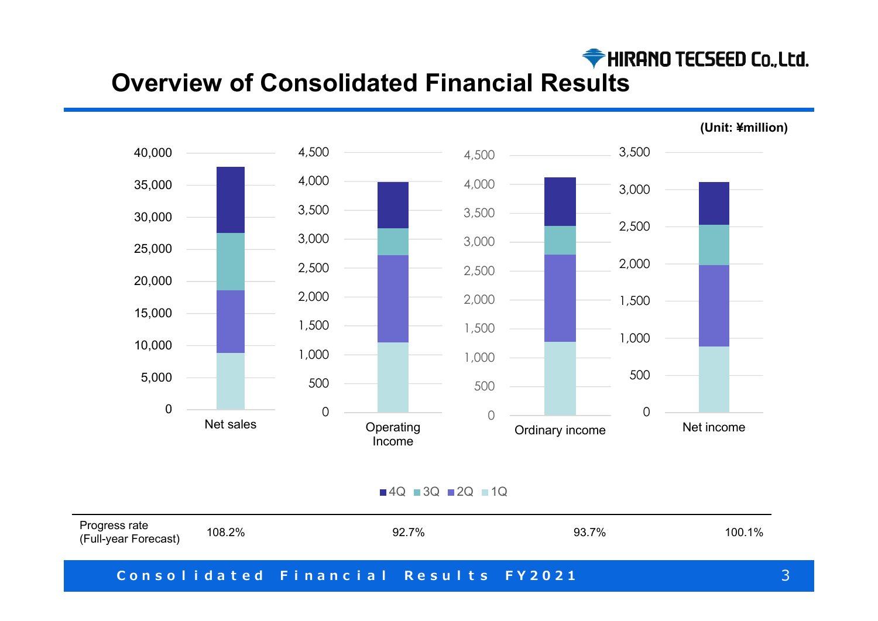# Overview of Consolidated Financial Results

(Unit: ¥million)

| | Net sales | Operating Income | Ordinary income | Net income |
|---|---|---|---|---|
| Progress rate (Full-year Forecast) | 108.2% | 92.7% | 93.7% | 100.1% |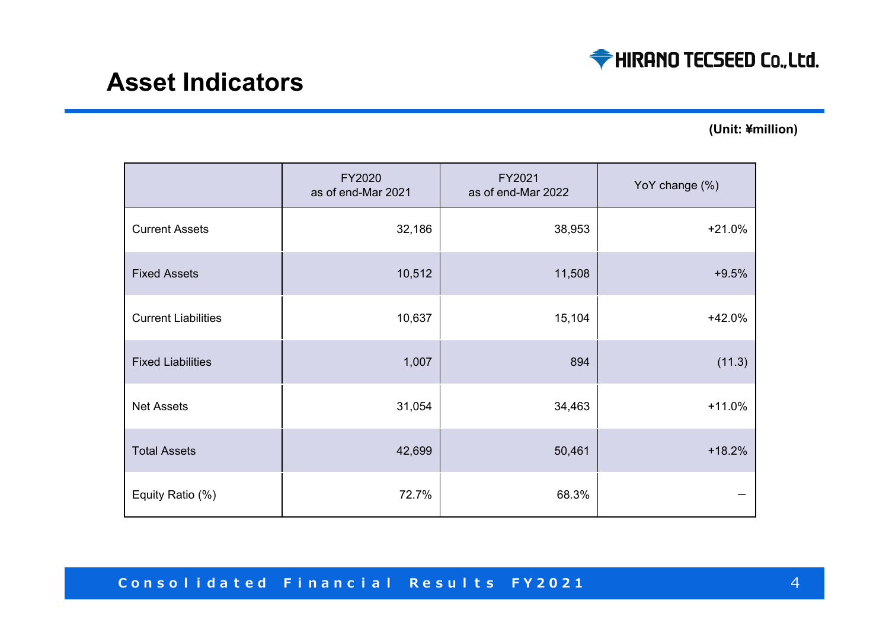# Asset Indicators

**(Unit: ¥million)**

| | FY2020 as of end-Mar 2021 | FY2021 as of end-Mar 2022 | YoY change (%) |
|---|---|---|---|
| Current Assets | 32,186 | 38,953 | +21.0% |
| Fixed Assets | 10,512 | 11,508 | +9.5% |
| Current Liabilities | 10,637 | 15,104 | +42.0% |
| Fixed Liabilities | 1,007 | 894 | (11.3) |
| Net Assets | 31,054 | 34,463 | +11.0% |
| Total Assets | 42,699 | 50,461 | +18.2% |
| Equity Ratio (%) | 72.7% | 68.3% | – |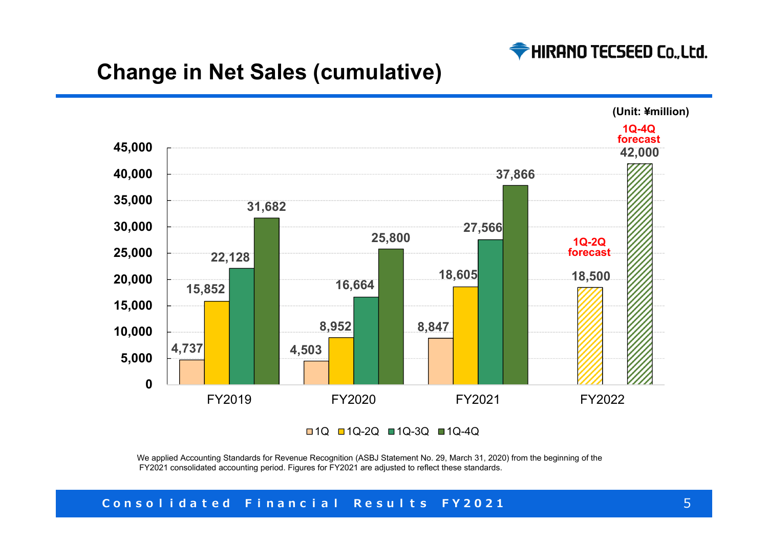## Change in Net Sales (cumulative)

(Unit: ¥million)

| | 1Q | 1Q-2Q | 1Q-3Q | 1Q-4Q |
|---|---|---|---|---|
| FY2019 | 4,737 | 15,852 | 22,128 | 31,682 |
| FY2020 | 4,503 | 8,952 | 16,664 | 25,800 |
| FY2021 | 8,847 | 18,605 | 27,566 | 37,866 |
| FY2022 | | 18,500 (1Q-2Q forecast) | | 42,000 (1Q-4Q forecast) |

We applied Accounting Standards for Revenue Recognition (ASBJ Statement No. 29, March 31, 2020) from the beginning of the FY2021 consolidated accounting period. Figures for FY2021 are adjusted to reflect these standards.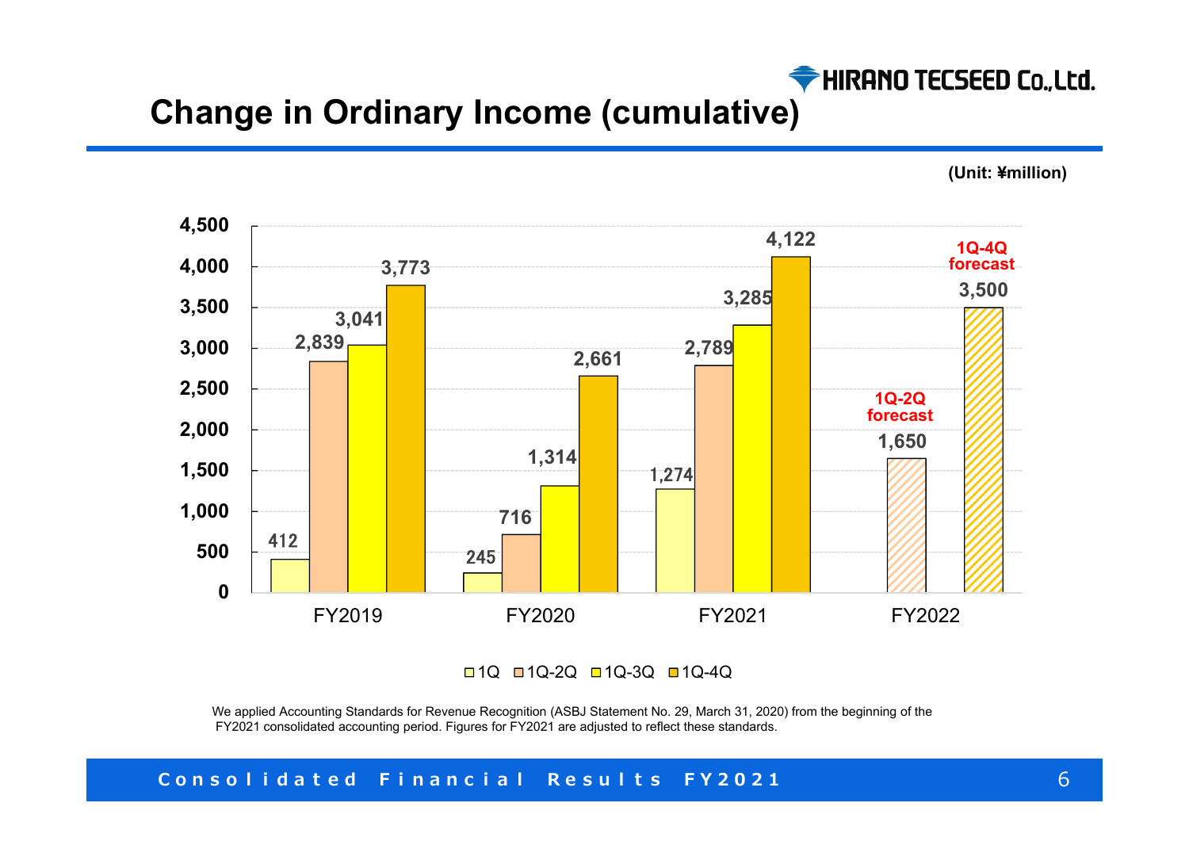# Change in Ordinary Income (cumulative)

(Unit: ¥million)

| | 1Q | 1Q-2Q | 1Q-3Q | 1Q-4Q |
|---|---|---|---|---|
| FY2019 | 412 | 2,839 | 3,041 | 3,773 |
| FY2020 | 245 | 716 | 1,314 | 2,661 |
| FY2021 | 1,274 | 2,789 | 3,285 | 4,122 |
| FY2022 | | 1,650 (1Q-2Q forecast) | | 3,500 (1Q-4Q forecast) |

We applied Accounting Standards for Revenue Recognition (ASBJ Statement No. 29, March 31, 2020) from the beginning of the FY2021 consolidated accounting period. Figures for FY2021 are adjusted to reflect these standards.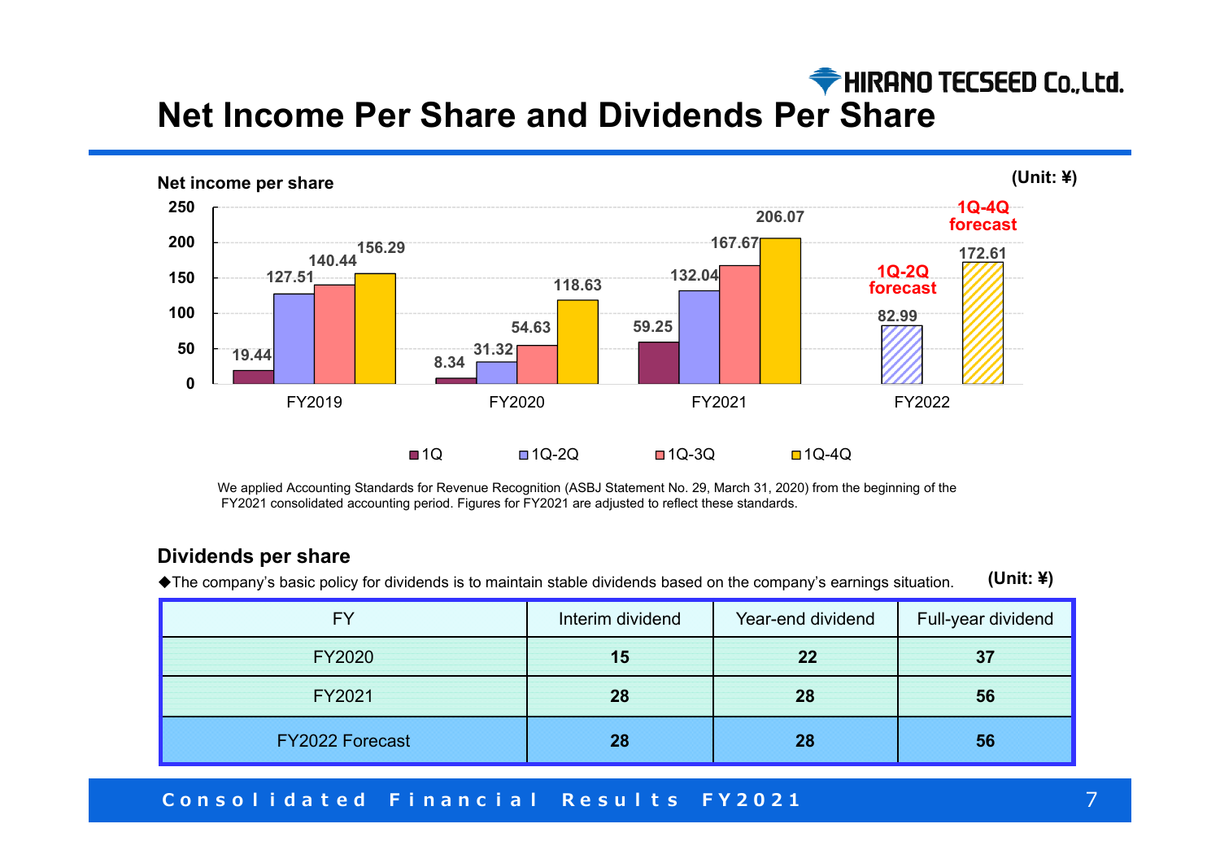# Net Income Per Share and Dividends Per Share

## Net income per share

(Unit: ¥)

| FY | 1Q | 1Q-2Q | 1Q-3Q | 1Q-4Q |
|---|---|---|---|---|
| FY2019 | 19.44 | 127.51 | 140.44 | 156.29 |
| FY2020 | 8.34 | 31.32 | 54.63 | 118.63 |
| FY2021 | 59.25 | 132.04 | 167.67 | 206.07 |
| FY2022 | | 82.99 (1Q-2Q forecast) | | 172.61 (1Q-4Q forecast) |

We applied Accounting Standards for Revenue Recognition (ASBJ Statement No. 29, March 31, 2020) from the beginning of the FY2021 consolidated accounting period. Figures for FY2021 are adjusted to reflect these standards.

## Dividends per share

◆The company's basic policy for dividends is to maintain stable dividends based on the company's earnings situation.

(Unit: ¥)

| FY | Interim dividend | Year-end dividend | Full-year dividend |
|---|---|---|---|
| FY2020 | **15** | **22** | **37** |
| FY2021 | **28** | **28** | **56** |
| FY2022 Forecast | **28** | **28** | **56** |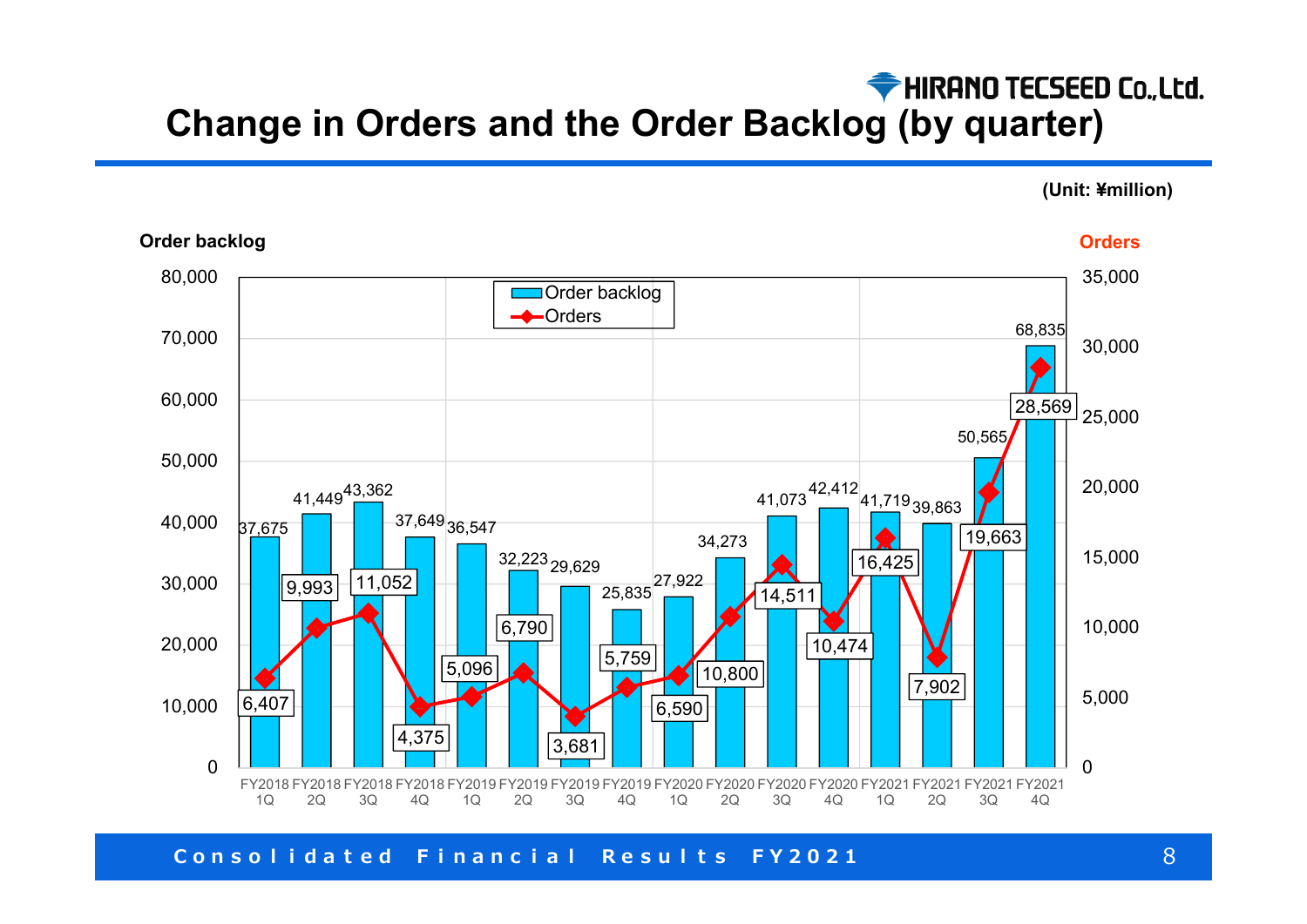# Change in Orders and the Order Backlog (by quarter)

(Unit: ¥million)

| Quarter | Order backlog | Orders |
|---|---|---|
| FY2018 1Q | 37,675 | 6,407 |
| FY2018 2Q | 41,449 | 9,993 |
| FY2018 3Q | 43,362 | 11,052 |
| FY2018 4Q | 37,649 | 4,375 |
| FY2019 1Q | 36,547 | 5,096 |
| FY2019 2Q | 32,223 | 6,790 |
| FY2019 3Q | 29,629 | 3,681 |
| FY2019 4Q | 25,835 | 5,759 |
| FY2020 1Q | 27,922 | 6,590 |
| FY2020 2Q | 34,273 | 10,800 |
| FY2020 3Q | 41,073 | 14,511 |
| FY2020 4Q | 42,412 | 10,474 |
| FY2021 1Q | 41,719 | 16,425 |
| FY2021 2Q | 39,863 | 7,902 |
| FY2021 3Q | 50,565 | 19,663 |
| FY2021 4Q | 68,835 | 28,569 |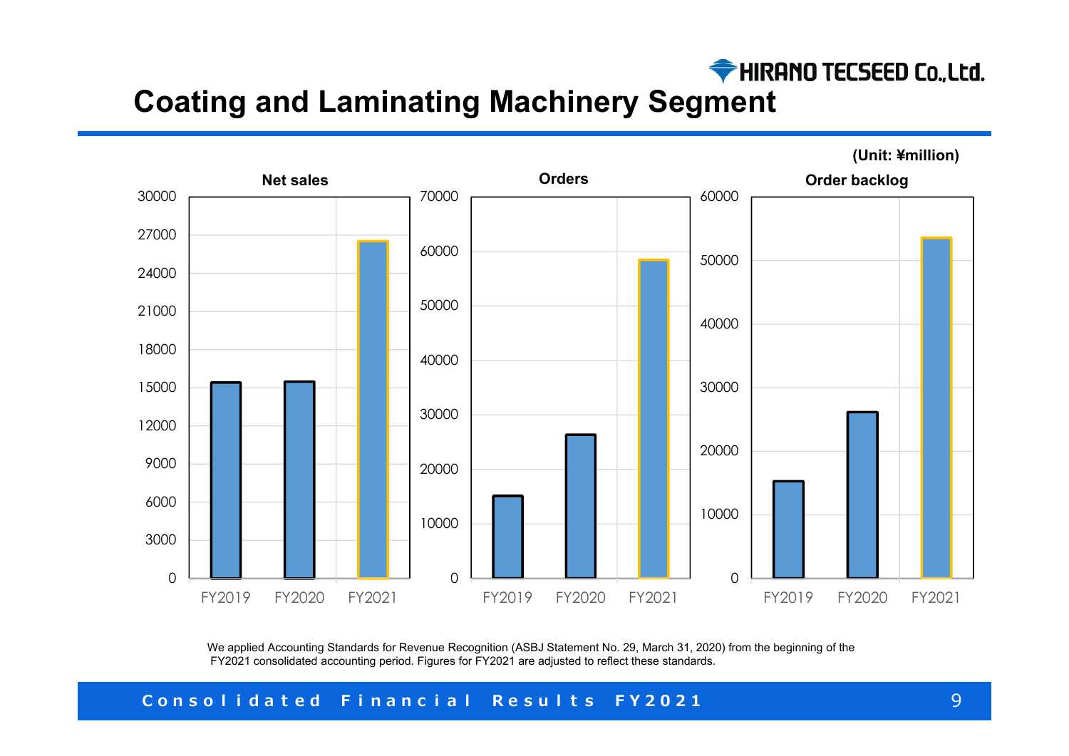HIRANO TECSEED Co.,Ltd.

# Coating and Laminating Machinery Segment

(Unit: ¥million)

**Net sales**

**Orders**

**Order backlog**

We applied Accounting Standards for Revenue Recognition (ASBJ Statement No. 29, March 31, 2020) from the beginning of the FY2021 consolidated accounting period. Figures for FY2021 are adjusted to reflect these standards.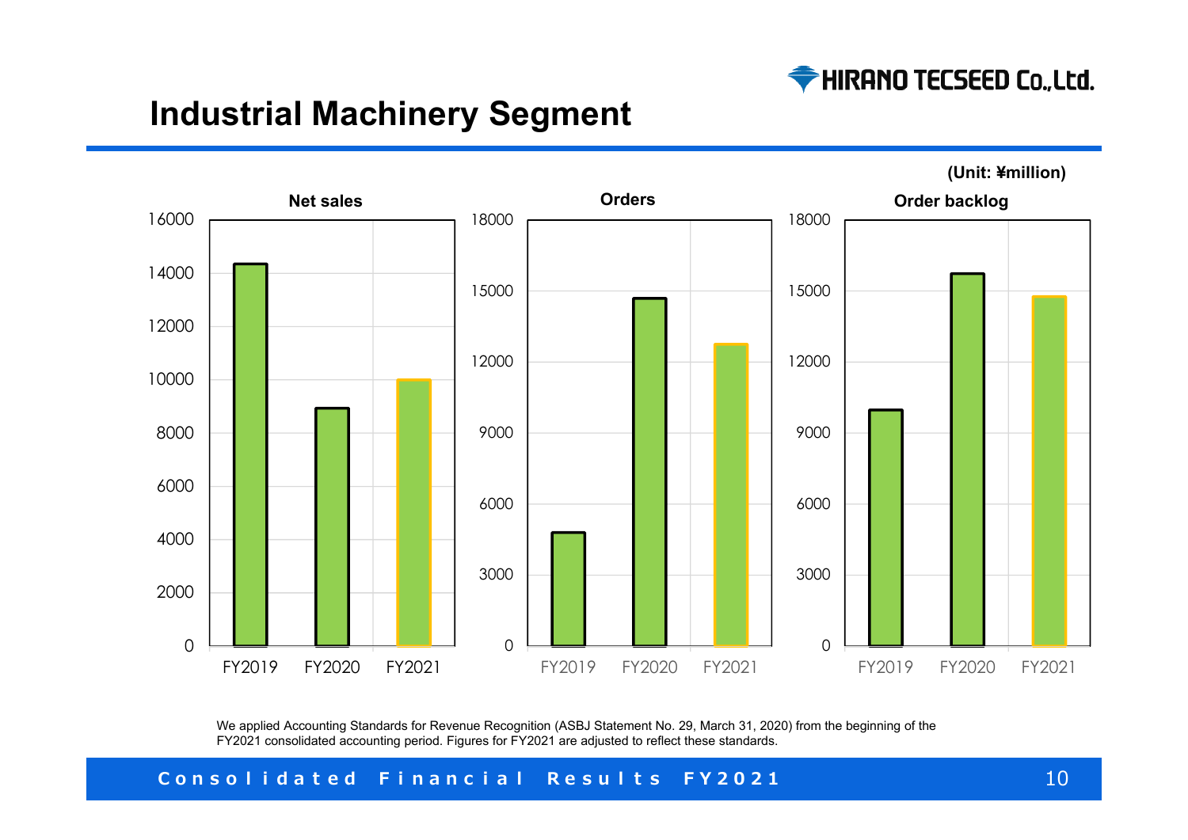# Industrial Machinery Segment

(Unit: ¥million)

**Net sales**

**Orders**

**Order backlog**

We applied Accounting Standards for Revenue Recognition (ASBJ Statement No. 29, March 31, 2020) from the beginning of the FY2021 consolidated accounting period. Figures for FY2021 are adjusted to reflect these standards.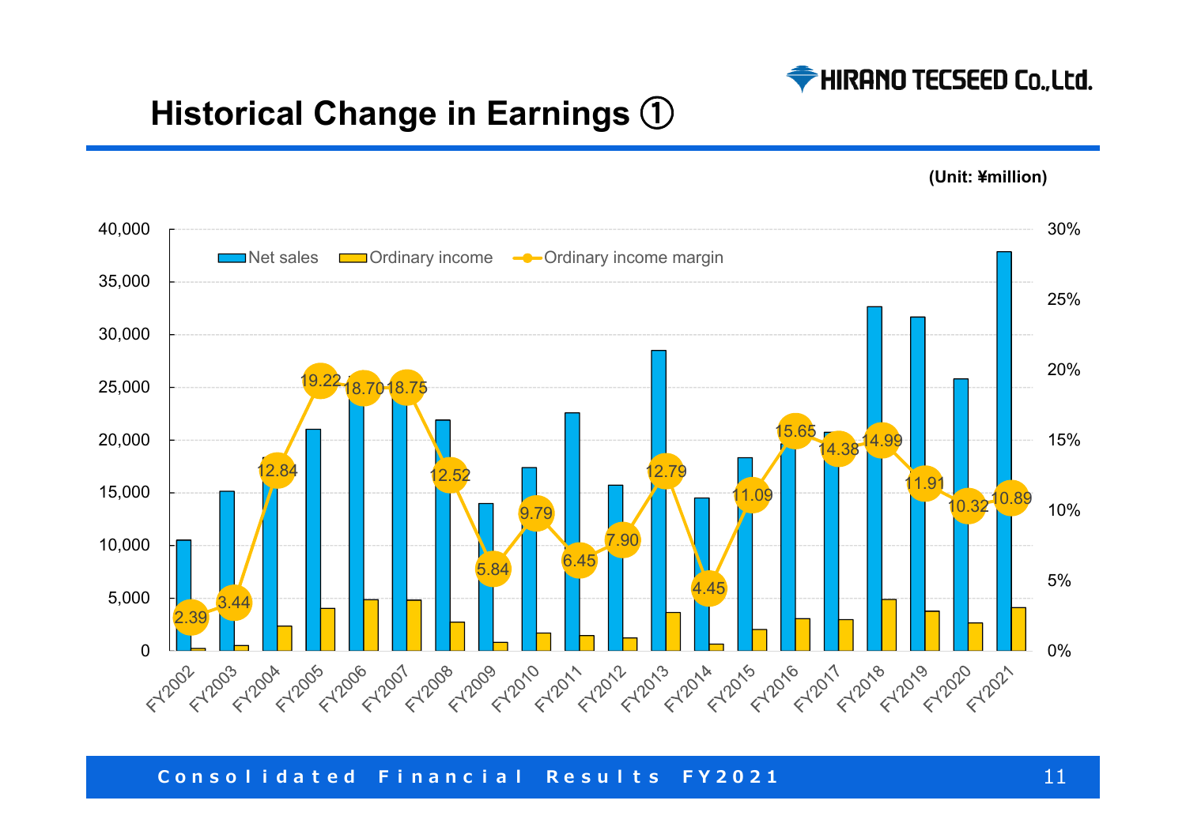# Historical Change in Earnings ①

(Unit: ¥million)

| Fiscal year | Ordinary income margin (%) |
|---|---|
| FY2002 | 2.39 |
| FY2003 | 3.44 |
| FY2004 | 12.84 |
| FY2005 | 19.22 |
| FY2006 | 18.70 |
| FY2007 | 18.75 |
| FY2008 | 12.52 |
| FY2009 | 5.84 |
| FY2010 | 9.79 |
| FY2011 | 6.45 |
| FY2012 | 7.90 |
| FY2013 | 12.79 |
| FY2014 | 4.45 |
| FY2015 | 11.09 |
| FY2016 | 15.65 |
| FY2017 | 14.38 |
| FY2018 | 14.99 |
| FY2019 | 11.91 |
| FY2020 | 10.32 |
| FY2021 | 10.89 |

Legend: Net sales / Ordinary income / Ordinary income margin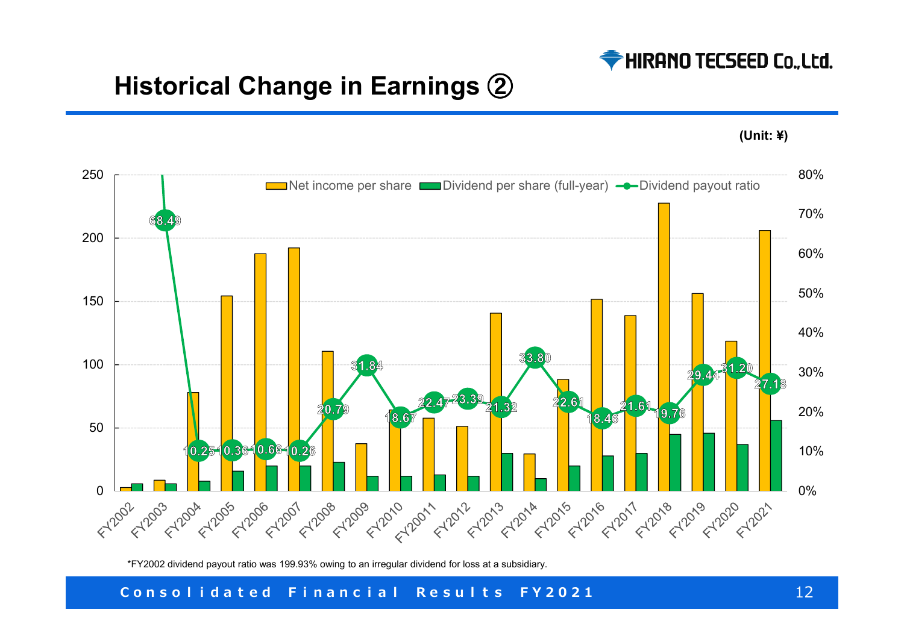# Historical Change in Earnings ②

(Unit: ¥)

| Fiscal year | Dividend payout ratio (%) |
|---|---|
| FY2002 | * |
| FY2003 | 68.49 |
| FY2004 | 10.25 |
| FY2005 | 10.36 |
| FY2006 | 10.66 |
| FY2007 | 10.26 |
| FY2008 | 20.79 |
| FY2009 | 31.84 |
| FY2010 | 18.67 |
| FY20011 | 22.47 |
| FY2012 | 23.39 |
| FY2013 | 21.32 |
| FY2014 | 33.80 |
| FY2015 | 22.61 |
| FY2016 | 18.46 |
| FY2017 | 21.61 |
| FY2018 | 19.76 |
| FY2019 | 29.44 |
| FY2020 | 31.20 |
| FY2021 | 27.18 |

Legend: Net income per share / Dividend per share (full-year) / Dividend payout ratio

*FY2002 dividend payout ratio was 199.93% owing to an irregular dividend for loss at a subsidiary.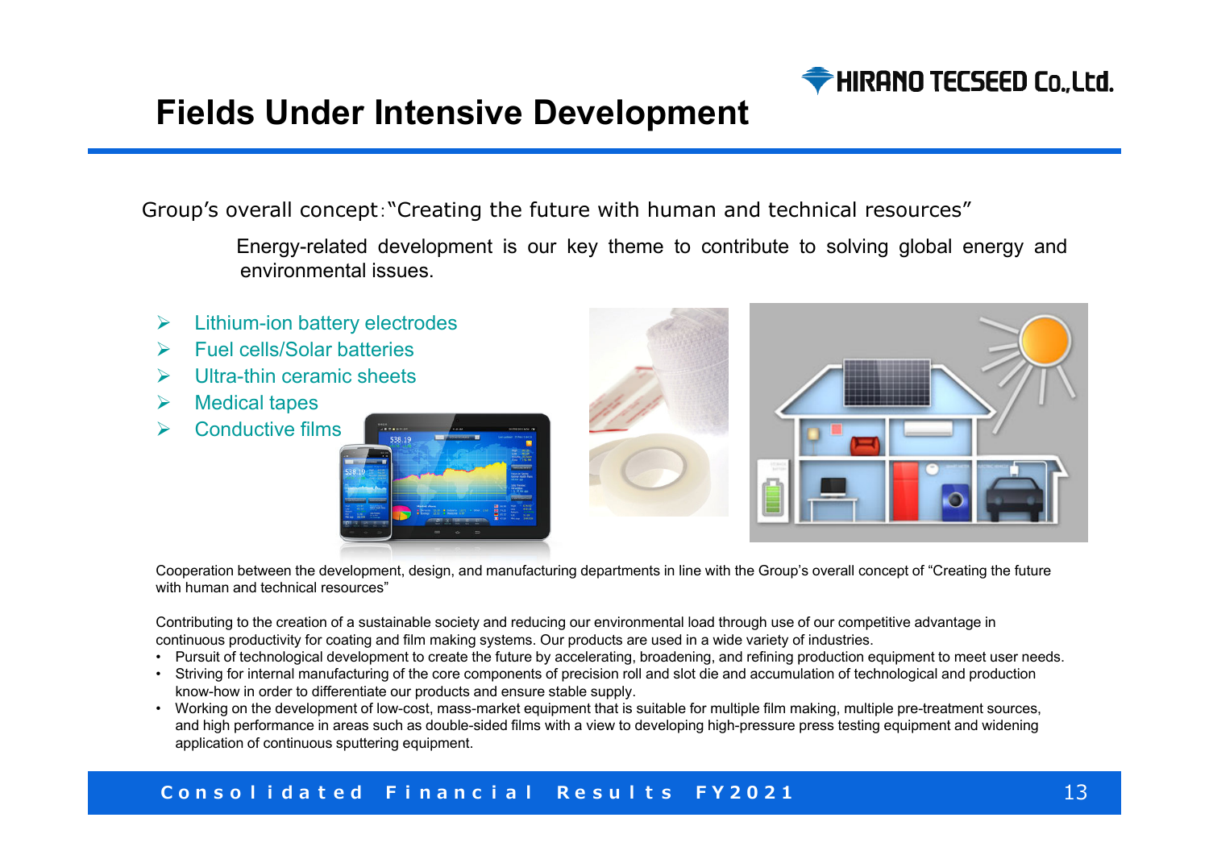# Fields Under Intensive Development

Group's overall concept："Creating the future with human and technical resources"

Energy-related development is our key theme to contribute to solving global energy and environmental issues.

- Lithium-ion battery electrodes
- Fuel cells/Solar batteries
- Ultra-thin ceramic sheets
- Medical tapes
- Conductive films

Cooperation between the development, design, and manufacturing departments in line with the Group's overall concept of "Creating the future with human and technical resources"

Contributing to the creation of a sustainable society and reducing our environmental load through use of our competitive advantage in continuous productivity for coating and film making systems. Our products are used in a wide variety of industries.

- Pursuit of technological development to create the future by accelerating, broadening, and refining production equipment to meet user needs.
- Striving for internal manufacturing of the core components of precision roll and slot die and accumulation of technological and production know-how in order to differentiate our products and ensure stable supply.
- Working on the development of low-cost, mass-market equipment that is suitable for multiple film making, multiple pre-treatment sources, and high performance in areas such as double-sided films with a view to developing high-pressure press testing equipment and widening application of continuous sputtering equipment.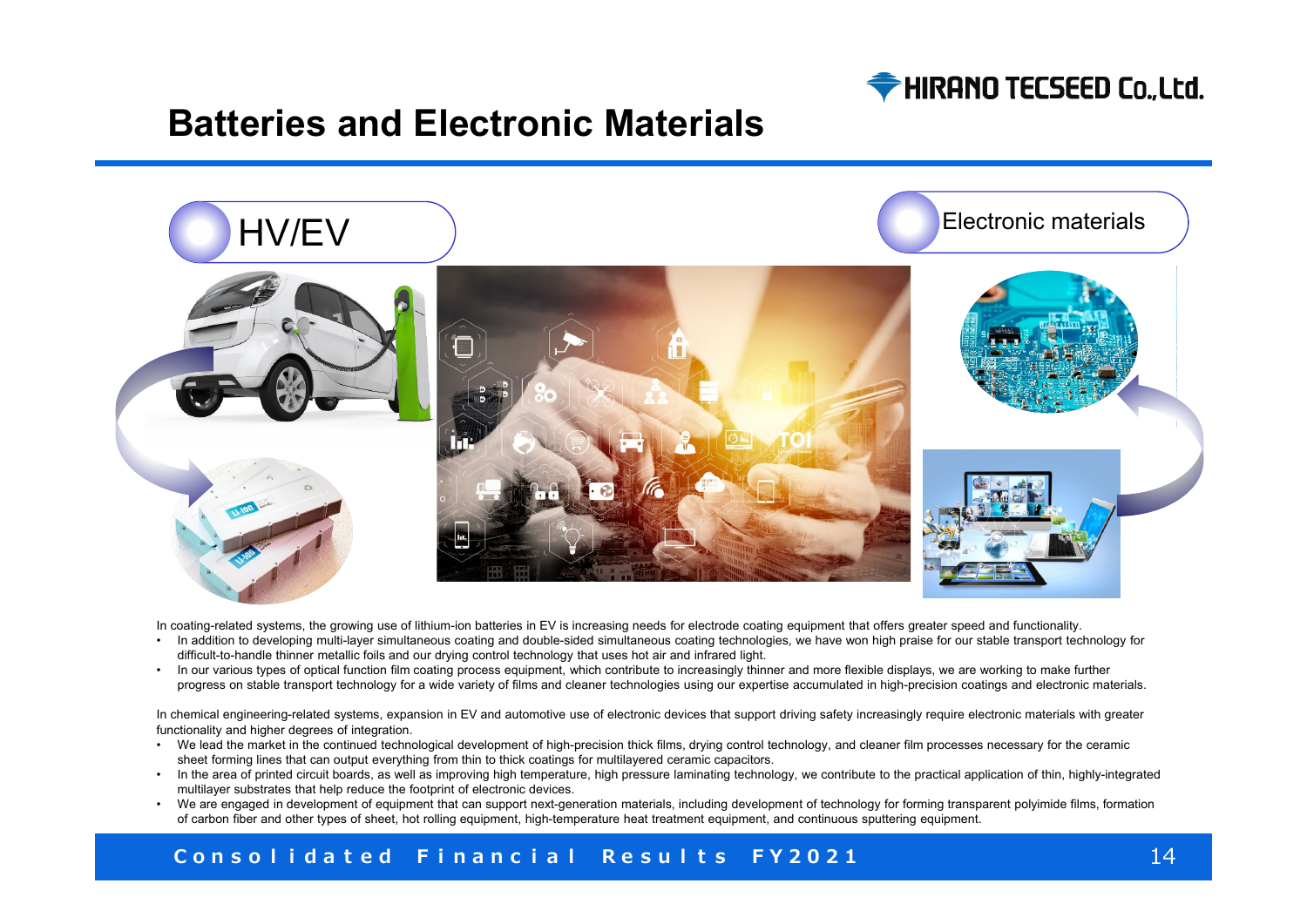# Batteries and Electronic Materials

HV/EV

Electronic materials

In coating-related systems, the growing use of lithium-ion batteries in EV is increasing needs for electrode coating equipment that offers greater speed and functionality.

- In addition to developing multi-layer simultaneous coating and double-sided simultaneous coating technologies, we have won high praise for our stable transport technology for difficult-to-handle thinner metallic foils and our drying control technology that uses hot air and infrared light.
- In our various types of optical function film coating process equipment, which contribute to increasingly thinner and more flexible displays, we are working to make further progress on stable transport technology for a wide variety of films and cleaner technologies using our expertise accumulated in high-precision coatings and electronic materials.

In chemical engineering-related systems, expansion in EV and automotive use of electronic devices that support driving safety increasingly require electronic materials with greater functionality and higher degrees of integration.

- We lead the market in the continued technological development of high-precision thick films, drying control technology, and cleaner film processes necessary for the ceramic sheet forming lines that can output everything from thin to thick coatings for multilayered ceramic capacitors.
- In the area of printed circuit boards, as well as improving high temperature, high pressure laminating technology, we contribute to the practical application of thin, highly-integrated multilayer substrates that help reduce the footprint of electronic devices.
- We are engaged in development of equipment that can support next-generation materials, including development of technology for forming transparent polyimide films, formation of carbon fiber and other types of sheet, hot rolling equipment, high-temperature heat treatment equipment, and continuous sputtering equipment.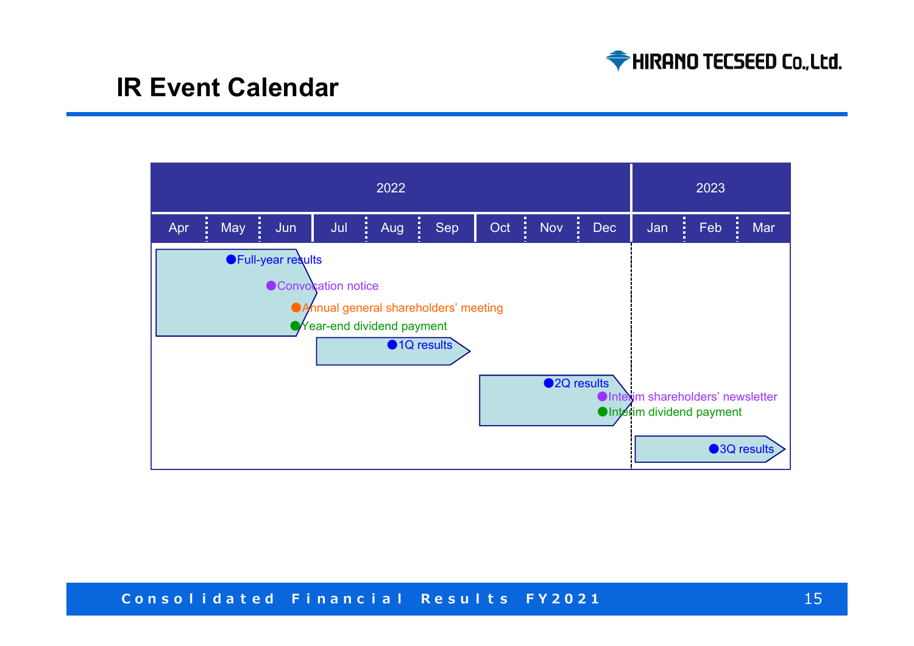# IR Event Calendar

| | 2022 | | | | | | | | | 2023 | | |
|---|---|---|---|---|---|---|---|---|---|---|---|---|
| | Apr | May | Jun | Jul | Aug | Sep | Oct | Nov | Dec | Jan | Feb | Mar |
| Full-year results | | ● | | | | | | | | | | |
| Convocation notice | | | ● | | | | | | | | | |
| Annual general shareholders’ meeting | | | ● | | | | | | | | | |
| Year-end dividend payment | | | ● | | | | | | | | | |
| 1Q results | | | | | ● | | | | | | | |
| 2Q results | | | | | | | | ● | | | | |
| Interim shareholders’ newsletter | | | | | | | | | ● | | | |
| Interim dividend payment | | | | | | | | | ● | | | |
| 3Q results | | | | | | | | | | | ● | |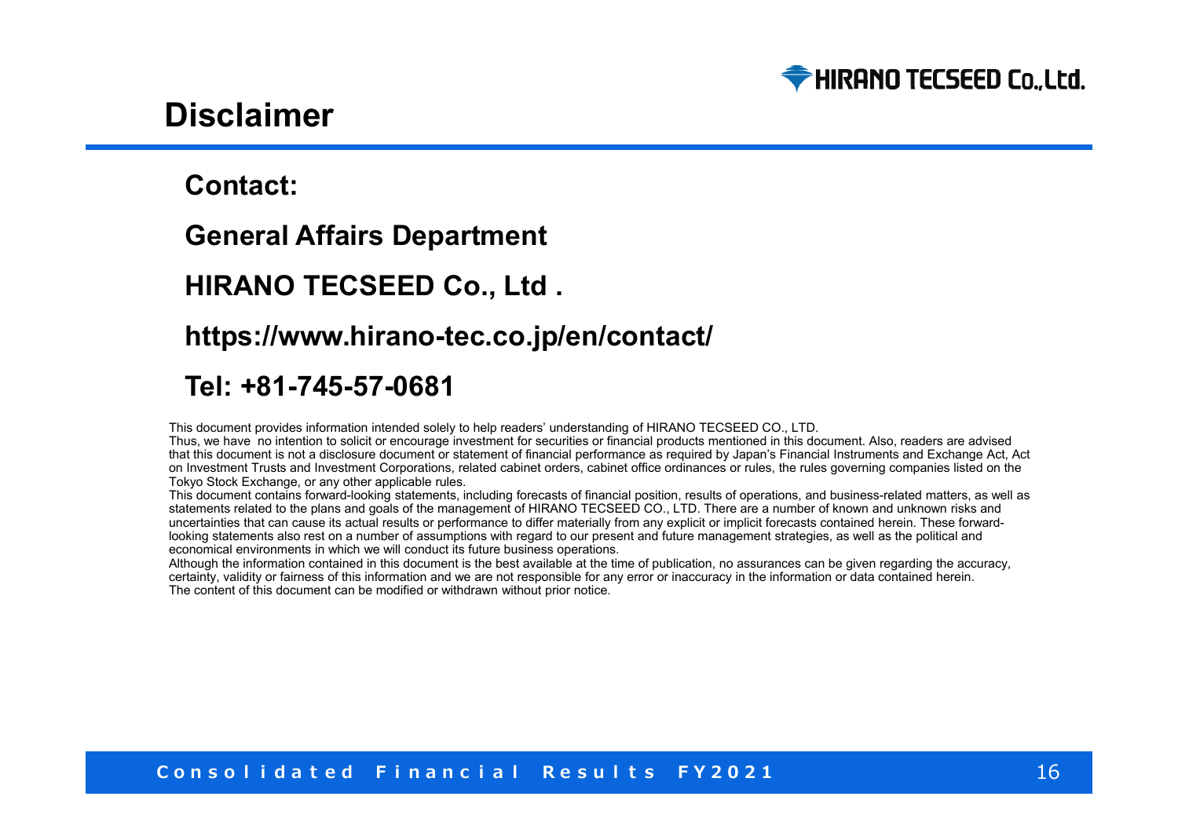# Disclaimer

**Contact:**

**General Affairs Department**

**HIRANO TECSEED Co., Ltd .**

**https://www.hirano-tec.co.jp/en/contact/**

**Tel: +81-745-57-0681**

This document provides information intended solely to help readers' understanding of HIRANO TECSEED CO., LTD.
Thus, we have no intention to solicit or encourage investment for securities or financial products mentioned in this document. Also, readers are advised that this document is not a disclosure document or statement of financial performance as required by Japan's Financial Instruments and Exchange Act, Act on Investment Trusts and Investment Corporations, related cabinet orders, cabinet office ordinances or rules, the rules governing companies listed on the Tokyo Stock Exchange, or any other applicable rules.
This document contains forward-looking statements, including forecasts of financial position, results of operations, and business-related matters, as well as statements related to the plans and goals of the management of HIRANO TECSEED CO., LTD. There are a number of known and unknown risks and uncertainties that can cause its actual results or performance to differ materially from any explicit or implicit forecasts contained herein. These forward-looking statements also rest on a number of assumptions with regard to our present and future management strategies, as well as the political and economical environments in which we will conduct its future business operations.
Although the information contained in this document is the best available at the time of publication, no assurances can be given regarding the accuracy, certainty, validity or fairness of this information and we are not responsible for any error or inaccuracy in the information or data contained herein.
The content of this document can be modified or withdrawn without prior notice.